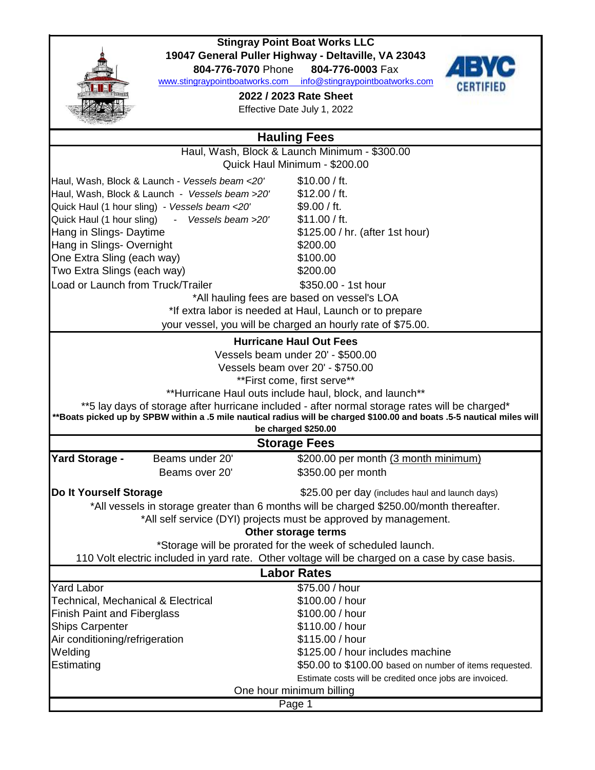# Stingray Point Boat Works LLC

**19047 General Puller Highway - Deltaville, VA 23043**

**804-776-7070** Phone **804-776-0003** Fax

www.stingraypointboatworks.com info@stingraypointboatworks.com

**2022 / 2023 Rate Sheet**

Effective Date July 1, 2022

## Hauling Fees

Haul, Wash, Block & Launch Minimum - $300.00

Quick Haul Minimum - $200.00

| Service | Rate |
|---|---|
| Haul, Wash, Block & Launch - *Vessels beam <20'* | $10.00 / ft. |
| Haul, Wash, Block & Launch - *Vessels beam >20'* | $12.00 / ft. |
| Quick Haul (1 hour sling) - *Vessels beam <20'* | $9.00 / ft. |
| Quick Haul (1 hour sling) - *Vessels beam >20'* | $11.00 / ft. |
| Hang in Slings- Daytime | $125.00 / hr. (after 1st hour) |
| Hang in Slings- Overnight | $200.00 |
| One Extra Sling (each way) | $100.00 |
| Two Extra Slings (each way) | $200.00 |
| Load or Launch from Truck/Trailer | $350.00 - 1st hour |

*All hauling fees are based on vessel's LOA

*If extra labor is needed at Haul, Launch or to prepare your vessel, you will be charged an hourly rate of $75.00.

### Hurricane Haul Out Fees

Vessels beam under 20' - $500.00

Vessels beam over 20' - $750.00

**First come, first serve**

**Hurricane Haul outs include haul, block, and launch**

**5 lay days of storage after hurricane included - after normal storage rates will be charged*

****Boats picked up by SPBW within a .5 mile nautical radius will be charged $100.00 and boats .5-5 nautical miles will be charged $250.00**

## Storage Fees

| | | |
|---|---|---|
| **Yard Storage -** | Beams under 20' | $200.00 per month (3 month minimum) |
| | Beams over 20' | $350.00 per month |
| **Do It Yourself Storage** | | $25.00 per day (includes haul and launch days) |

*All vessels in storage greater than 6 months will be charged $250.00/month thereafter.

*All self service (DYI) projects must be approved by management.

**Other storage terms**

*Storage will be prorated for the week of scheduled launch.

110 Volt electric included in yard rate. Other voltage will be charged on a case by case basis.

## Labor Rates

| Labor | Rate |
|---|---|
| Yard Labor | $75.00 / hour |
| Technical, Mechanical & Electrical | $100.00 / hour |
| Finish Paint and Fiberglass | $100.00 / hour |
| Ships Carpenter | $110.00 / hour |
| Air conditioning/refrigeration | $115.00 / hour |
| Welding | $125.00 / hour includes machine |
| Estimating | $50.00 to $100.00 based on number of items requested. Estimate costs will be credited once jobs are invoiced. |

One hour minimum billing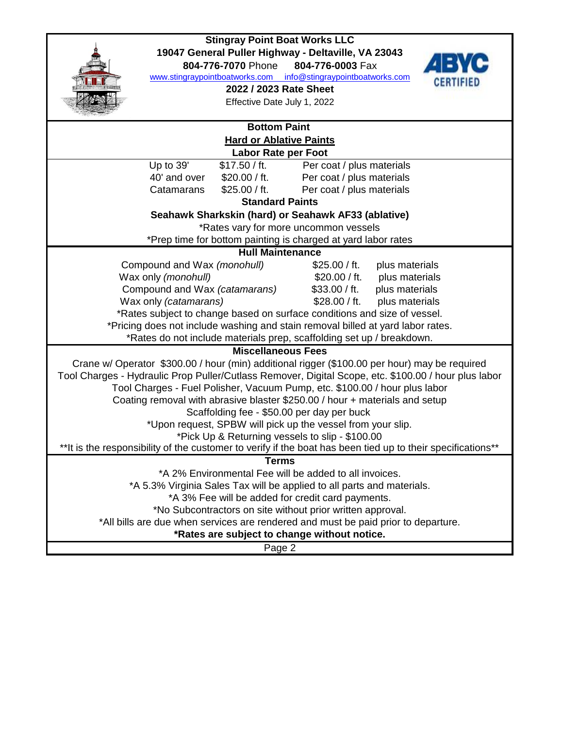**Stingray Point Boat Works LLC**
**19047 General Puller Highway - Deltaville, VA 23043**
**804-776-7070** Phone **804-776-0003** Fax
www.stingraypointboatworks.com info@stingraypointboatworks.com

**2022 / 2023 Rate Sheet**
Effective Date July 1, 2022

## Bottom Paint

### Hard or Ablative Paints

**Labor Rate per Foot**

| | | |
|---|---|---|
| Up to 39' | $17.50 / ft. | Per coat / plus materials |
| 40' and over | $20.00 / ft. | Per coat / plus materials |
| Catamarans | $25.00 / ft. | Per coat / plus materials |

**Standard Paints**

**Seahawk Sharkskin (hard) or Seahawk AF33 (ablative)**

*Rates vary for more uncommon vessels

*Prep time for bottom painting is charged at yard labor rates

## Hull Maintenance

| | | |
|---|---|---|
| Compound and Wax *(monohull)* | $25.00 / ft. | plus materials |
| Wax only *(monohull)* | $20.00 / ft. | plus materials |
| Compound and Wax *(catamarans)* | $33.00 / ft. | plus materials |
| Wax only *(catamarans)* | $28.00 / ft. | plus materials |

*Rates subject to change based on surface conditions and size of vessel.

*Pricing does not include washing and stain removal billed at yard labor rates.

*Rates do not include materials prep, scaffolding set up / breakdown.

## Miscellaneous Fees

Crane w/ Operator $300.00 / hour (min) additional rigger ($100.00 per hour) may be required

Tool Charges - Hydraulic Prop Puller/Cutlass Remover, Digital Scope, etc. $100.00 / hour plus labor

Tool Charges - Fuel Polisher, Vacuum Pump, etc. $100.00 / hour plus labor

Coating removal with abrasive blaster $250.00 / hour + materials and setup

Scaffolding fee - $50.00 per day per buck

*Upon request, SPBW will pick up the vessel from your slip.

*Pick Up & Returning vessels to slip - $100.00

**It is the responsibility of the customer to verify if the boat has been tied up to their specifications**

## Terms

*A 2% Environmental Fee will be added to all invoices.

*A 5.3% Virginia Sales Tax will be applied to all parts and materials.

*A 3% Fee will be added for credit card payments.

*No Subcontractors on site without prior written approval.

*All bills are due when services are rendered and must be paid prior to departure.

***Rates are subject to change without notice.**